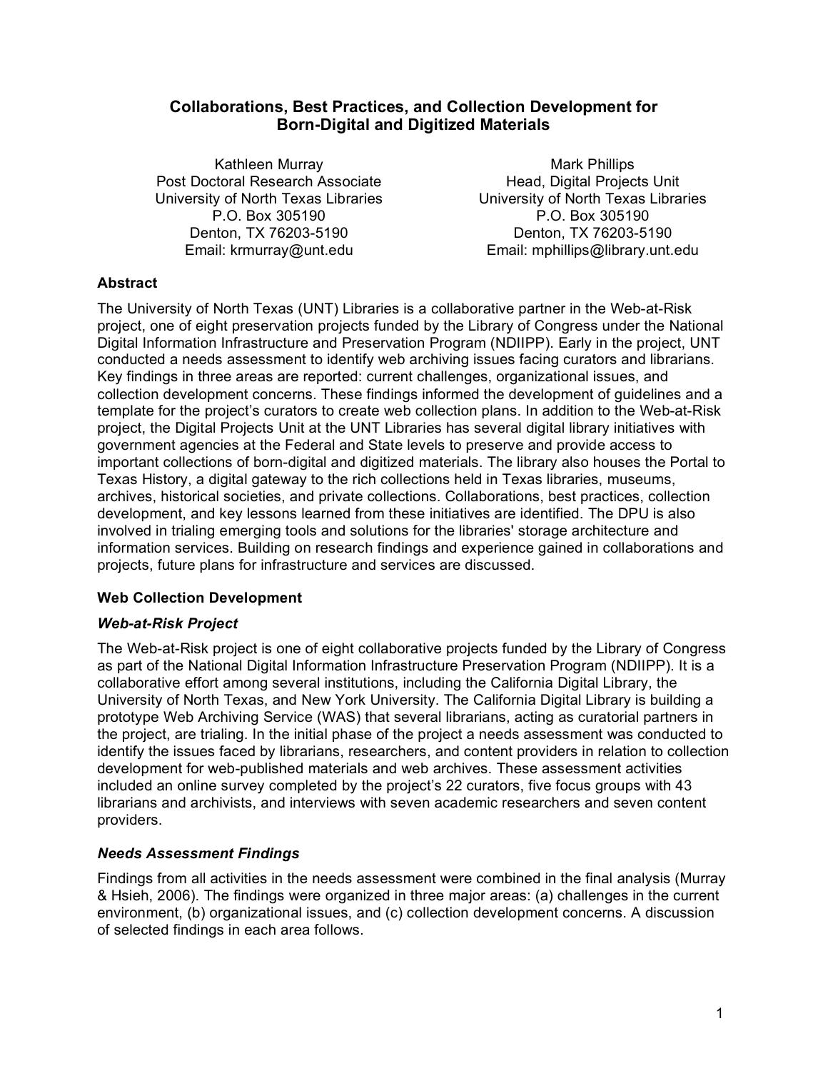# Collaborations, Best Practices, and Collection Development for Born-Digital and Digitized Materials

Kathleen Murray
Post Doctoral Research Associate
University of North Texas Libraries
P.O. Box 305190
Denton, TX 76203-5190
Email: krmurray@unt.edu

Mark Phillips
Head, Digital Projects Unit
University of North Texas Libraries
P.O. Box 305190
Denton, TX 76203-5190
Email: mphillips@library.unt.edu

## Abstract

The University of North Texas (UNT) Libraries is a collaborative partner in the Web-at-Risk project, one of eight preservation projects funded by the Library of Congress under the National Digital Information Infrastructure and Preservation Program (NDIIPP). Early in the project, UNT conducted a needs assessment to identify web archiving issues facing curators and librarians. Key findings in three areas are reported: current challenges, organizational issues, and collection development concerns. These findings informed the development of guidelines and a template for the project's curators to create web collection plans. In addition to the Web-at-Risk project, the Digital Projects Unit at the UNT Libraries has several digital library initiatives with government agencies at the Federal and State levels to preserve and provide access to important collections of born-digital and digitized materials. The library also houses the Portal to Texas History, a digital gateway to the rich collections held in Texas libraries, museums, archives, historical societies, and private collections. Collaborations, best practices, collection development, and key lessons learned from these initiatives are identified. The DPU is also involved in trialing emerging tools and solutions for the libraries' storage architecture and information services. Building on research findings and experience gained in collaborations and projects, future plans for infrastructure and services are discussed.

## Web Collection Development

### *Web-at-Risk Project*

The Web-at-Risk project is one of eight collaborative projects funded by the Library of Congress as part of the National Digital Information Infrastructure Preservation Program (NDIIPP). It is a collaborative effort among several institutions, including the California Digital Library, the University of North Texas, and New York University. The California Digital Library is building a prototype Web Archiving Service (WAS) that several librarians, acting as curatorial partners in the project, are trialing. In the initial phase of the project a needs assessment was conducted to identify the issues faced by librarians, researchers, and content providers in relation to collection development for web-published materials and web archives. These assessment activities included an online survey completed by the project's 22 curators, five focus groups with 43 librarians and archivists, and interviews with seven academic researchers and seven content providers.

### *Needs Assessment Findings*

Findings from all activities in the needs assessment were combined in the final analysis (Murray & Hsieh, 2006). The findings were organized in three major areas: (a) challenges in the current environment, (b) organizational issues, and (c) collection development concerns. A discussion of selected findings in each area follows.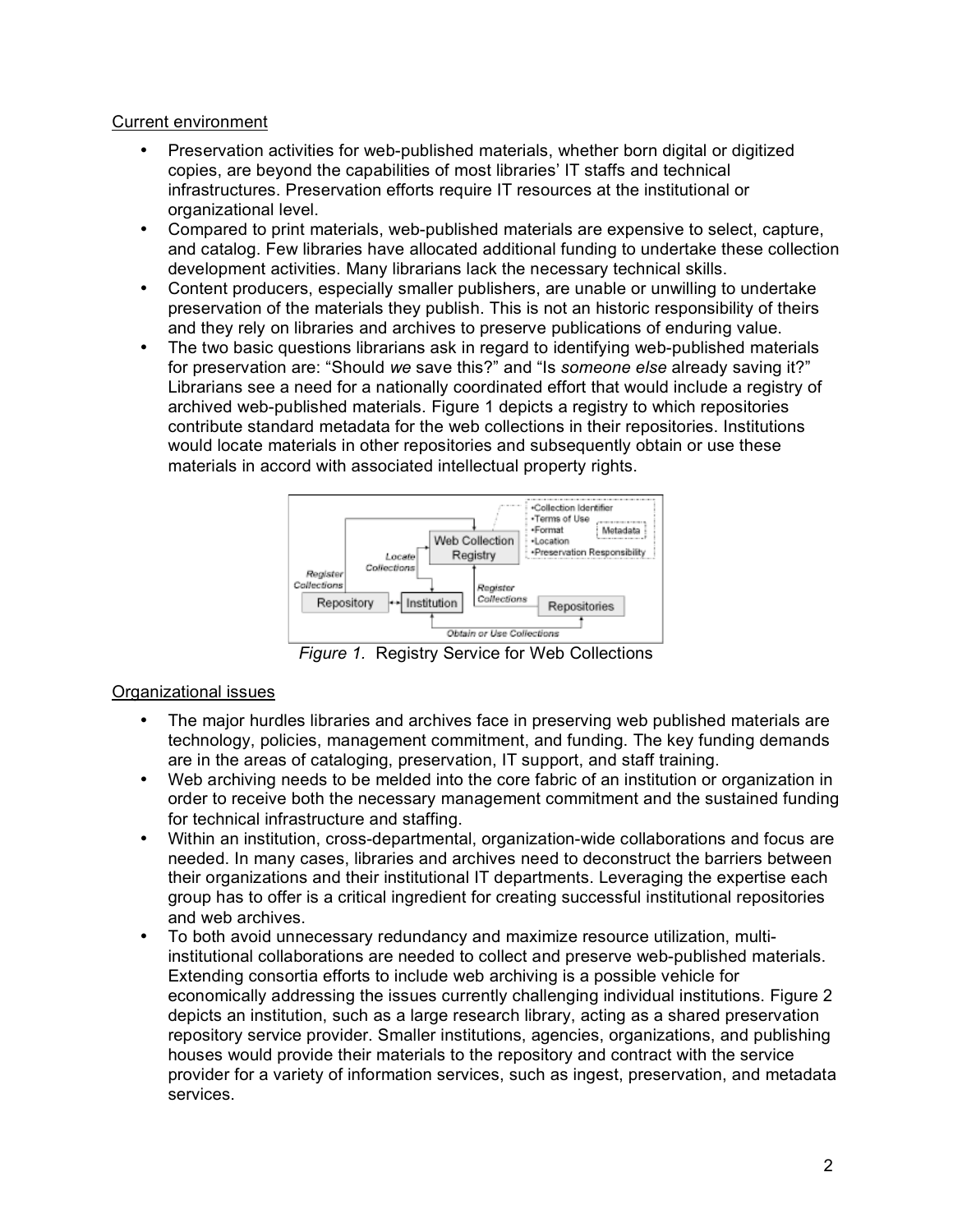Current environment

- Preservation activities for web-published materials, whether born digital or digitized copies, are beyond the capabilities of most libraries' IT staffs and technical infrastructures. Preservation efforts require IT resources at the institutional or organizational level.
- Compared to print materials, web-published materials are expensive to select, capture, and catalog. Few libraries have allocated additional funding to undertake these collection development activities. Many librarians lack the necessary technical skills.
- Content producers, especially smaller publishers, are unable or unwilling to undertake preservation of the materials they publish. This is not an historic responsibility of theirs and they rely on libraries and archives to preserve publications of enduring value.
- The two basic questions librarians ask in regard to identifying web-published materials for preservation are: "Should *we* save this?" and "Is *someone else* already saving it?" Librarians see a need for a nationally coordinated effort that would include a registry of archived web-published materials. Figure 1 depicts a registry to which repositories contribute standard metadata for the web collections in their repositories. Institutions would locate materials in other repositories and subsequently obtain or use these materials in accord with associated intellectual property rights.

*Figure 1.* Registry Service for Web Collections

Organizational issues

- The major hurdles libraries and archives face in preserving web published materials are technology, policies, management commitment, and funding. The key funding demands are in the areas of cataloging, preservation, IT support, and staff training.
- Web archiving needs to be melded into the core fabric of an institution or organization in order to receive both the necessary management commitment and the sustained funding for technical infrastructure and staffing.
- Within an institution, cross-departmental, organization-wide collaborations and focus are needed. In many cases, libraries and archives need to deconstruct the barriers between their organizations and their institutional IT departments. Leveraging the expertise each group has to offer is a critical ingredient for creating successful institutional repositories and web archives.
- To both avoid unnecessary redundancy and maximize resource utilization, multi-institutional collaborations are needed to collect and preserve web-published materials. Extending consortia efforts to include web archiving is a possible vehicle for economically addressing the issues currently challenging individual institutions. Figure 2 depicts an institution, such as a large research library, acting as a shared preservation repository service provider. Smaller institutions, agencies, organizations, and publishing houses would provide their materials to the repository and contract with the service provider for a variety of information services, such as ingest, preservation, and metadata services.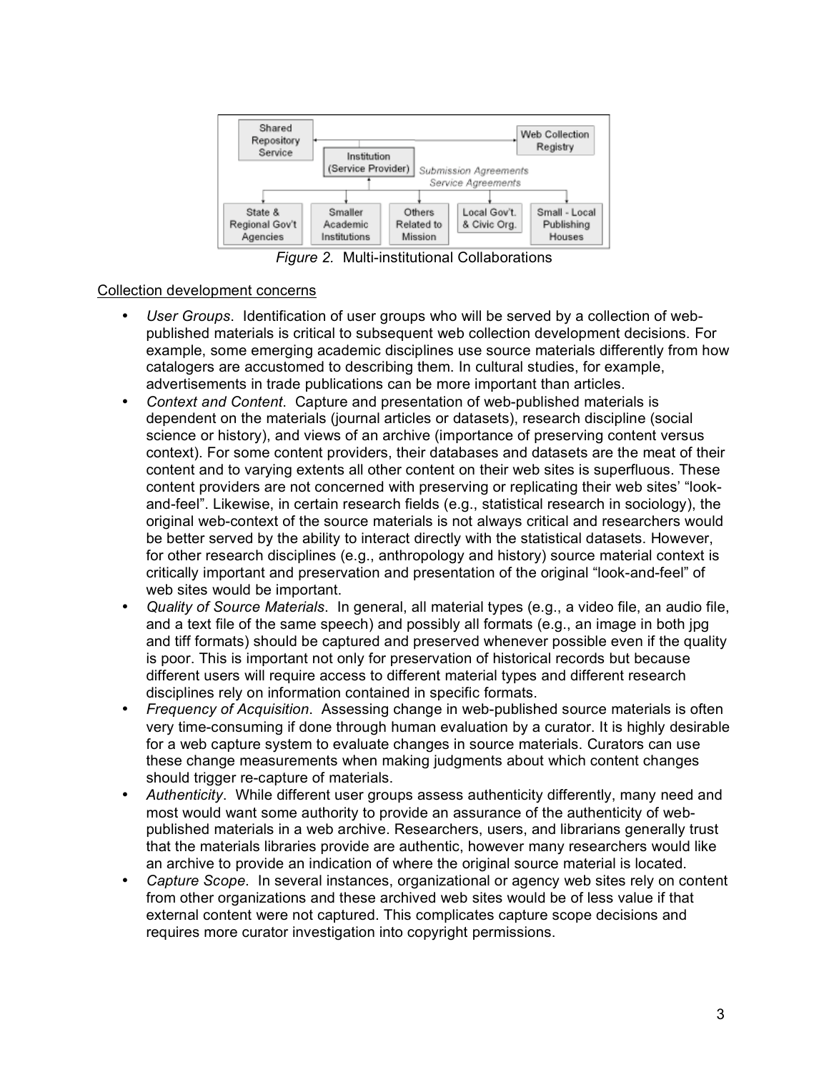*Figure 2.* Multi-institutional Collaborations

Collection development concerns

- *User Groups*. Identification of user groups who will be served by a collection of web-published materials is critical to subsequent web collection development decisions. For example, some emerging academic disciplines use source materials differently from how catalogers are accustomed to describing them. In cultural studies, for example, advertisements in trade publications can be more important than articles.
- *Context and Content*. Capture and presentation of web-published materials is dependent on the materials (journal articles or datasets), research discipline (social science or history), and views of an archive (importance of preserving content versus context). For some content providers, their databases and datasets are the meat of their content and to varying extents all other content on their web sites is superfluous. These content providers are not concerned with preserving or replicating their web sites' "look-and-feel". Likewise, in certain research fields (e.g., statistical research in sociology), the original web-context of the source materials is not always critical and researchers would be better served by the ability to interact directly with the statistical datasets. However, for other research disciplines (e.g., anthropology and history) source material context is critically important and preservation and presentation of the original "look-and-feel" of web sites would be important.
- *Quality of Source Materials*. In general, all material types (e.g., a video file, an audio file, and a text file of the same speech) and possibly all formats (e.g., an image in both jpg and tiff formats) should be captured and preserved whenever possible even if the quality is poor. This is important not only for preservation of historical records but because different users will require access to different material types and different research disciplines rely on information contained in specific formats.
- *Frequency of Acquisition*. Assessing change in web-published source materials is often very time-consuming if done through human evaluation by a curator. It is highly desirable for a web capture system to evaluate changes in source materials. Curators can use these change measurements when making judgments about which content changes should trigger re-capture of materials.
- *Authenticity*. While different user groups assess authenticity differently, many need and most would want some authority to provide an assurance of the authenticity of web-published materials in a web archive. Researchers, users, and librarians generally trust that the materials libraries provide are authentic, however many researchers would like an archive to provide an indication of where the original source material is located.
- *Capture Scope*. In several instances, organizational or agency web sites rely on content from other organizations and these archived web sites would be of less value if that external content were not captured. This complicates capture scope decisions and requires more curator investigation into copyright permissions.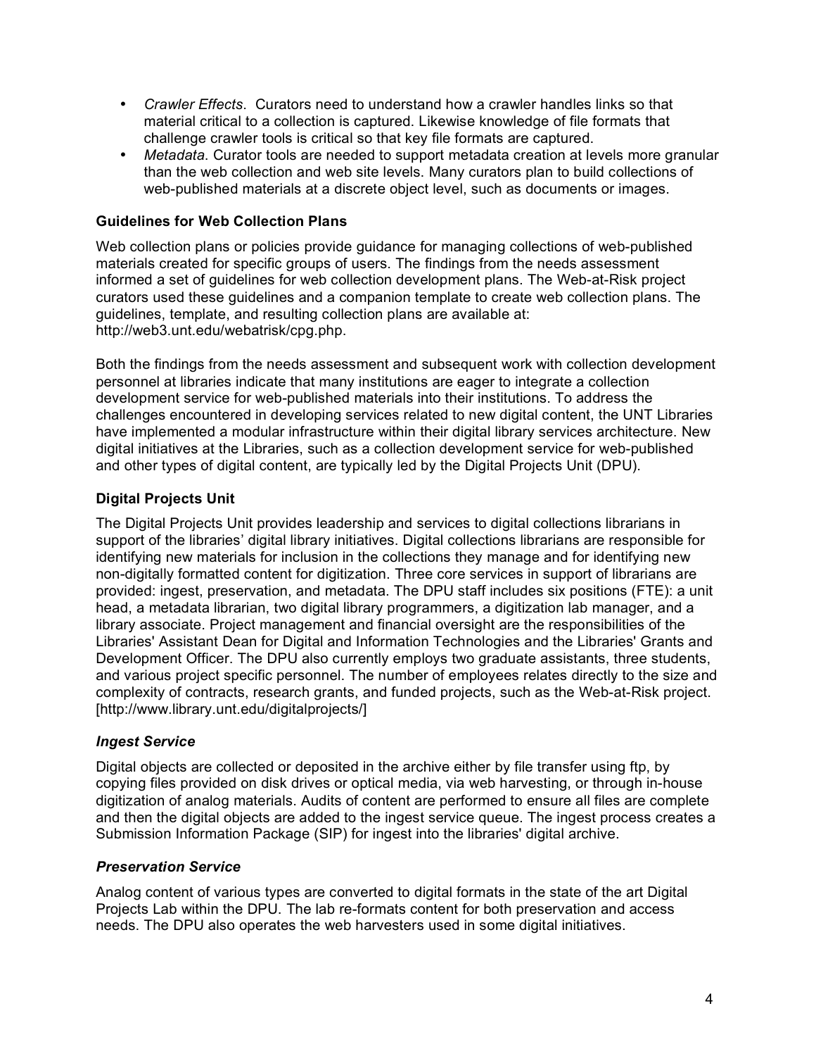- *Crawler Effects*. Curators need to understand how a crawler handles links so that material critical to a collection is captured. Likewise knowledge of file formats that challenge crawler tools is critical so that key file formats are captured.
- *Metadata*. Curator tools are needed to support metadata creation at levels more granular than the web collection and web site levels. Many curators plan to build collections of web-published materials at a discrete object level, such as documents or images.

### Guidelines for Web Collection Plans

Web collection plans or policies provide guidance for managing collections of web-published materials created for specific groups of users. The findings from the needs assessment informed a set of guidelines for web collection development plans. The Web-at-Risk project curators used these guidelines and a companion template to create web collection plans. The guidelines, template, and resulting collection plans are available at: http://web3.unt.edu/webatrisk/cpg.php.

Both the findings from the needs assessment and subsequent work with collection development personnel at libraries indicate that many institutions are eager to integrate a collection development service for web-published materials into their institutions. To address the challenges encountered in developing services related to new digital content, the UNT Libraries have implemented a modular infrastructure within their digital library services architecture. New digital initiatives at the Libraries, such as a collection development service for web-published and other types of digital content, are typically led by the Digital Projects Unit (DPU).

### Digital Projects Unit

The Digital Projects Unit provides leadership and services to digital collections librarians in support of the libraries' digital library initiatives. Digital collections librarians are responsible for identifying new materials for inclusion in the collections they manage and for identifying new non-digitally formatted content for digitization. Three core services in support of librarians are provided: ingest, preservation, and metadata. The DPU staff includes six positions (FTE): a unit head, a metadata librarian, two digital library programmers, a digitization lab manager, and a library associate. Project management and financial oversight are the responsibilities of the Libraries' Assistant Dean for Digital and Information Technologies and the Libraries' Grants and Development Officer. The DPU also currently employs two graduate assistants, three students, and various project specific personnel. The number of employees relates directly to the size and complexity of contracts, research grants, and funded projects, such as the Web-at-Risk project. [http://www.library.unt.edu/digitalprojects/]

#### *Ingest Service*

Digital objects are collected or deposited in the archive either by file transfer using ftp, by copying files provided on disk drives or optical media, via web harvesting, or through in-house digitization of analog materials. Audits of content are performed to ensure all files are complete and then the digital objects are added to the ingest service queue. The ingest process creates a Submission Information Package (SIP) for ingest into the libraries' digital archive.

#### *Preservation Service*

Analog content of various types are converted to digital formats in the state of the art Digital Projects Lab within the DPU. The lab re-formats content for both preservation and access needs. The DPU also operates the web harvesters used in some digital initiatives.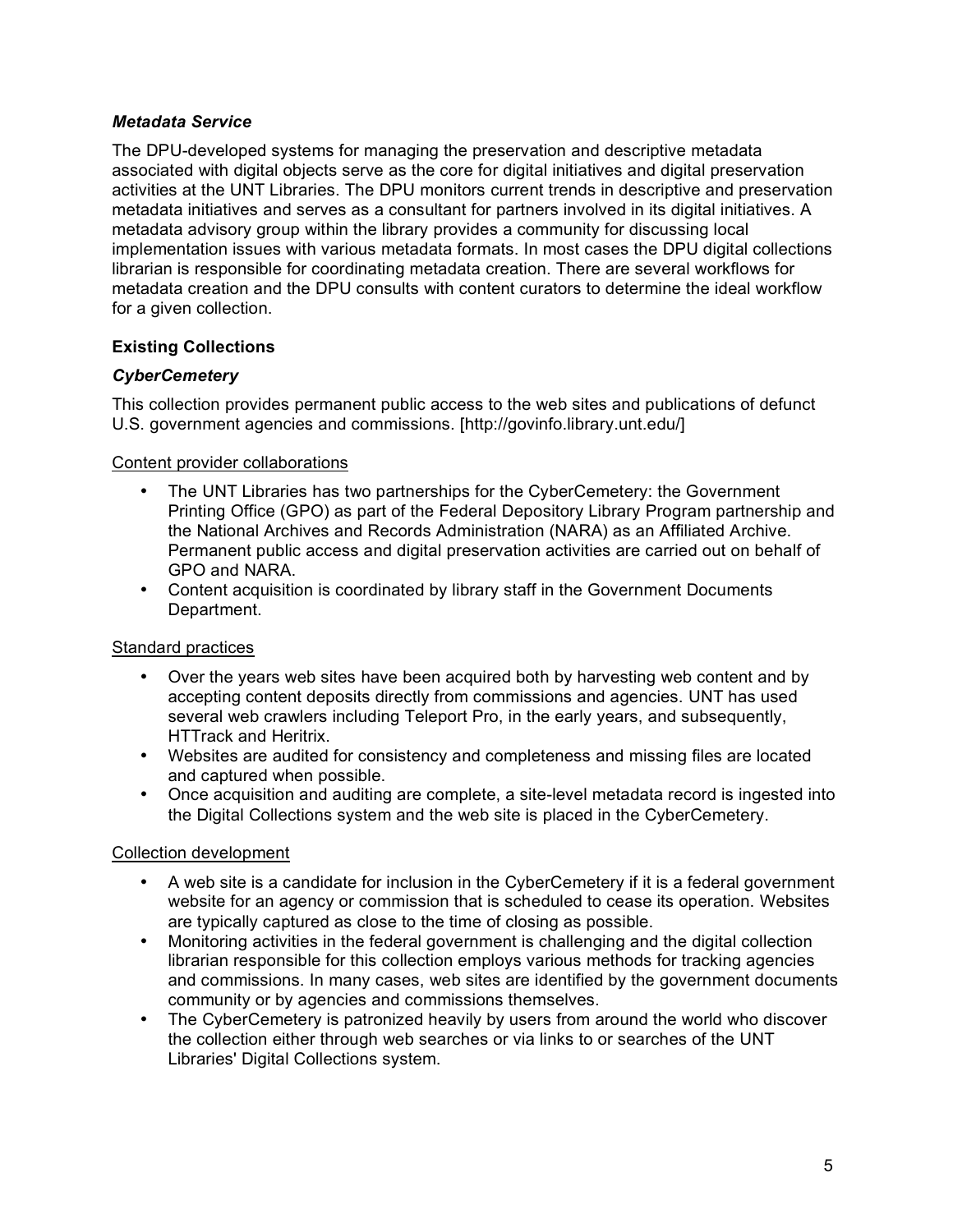### *Metadata Service*

The DPU-developed systems for managing the preservation and descriptive metadata associated with digital objects serve as the core for digital initiatives and digital preservation activities at the UNT Libraries. The DPU monitors current trends in descriptive and preservation metadata initiatives and serves as a consultant for partners involved in its digital initiatives. A metadata advisory group within the library provides a community for discussing local implementation issues with various metadata formats. In most cases the DPU digital collections librarian is responsible for coordinating metadata creation. There are several workflows for metadata creation and the DPU consults with content curators to determine the ideal workflow for a given collection.

## Existing Collections

### *CyberCemetery*

This collection provides permanent public access to the web sites and publications of defunct U.S. government agencies and commissions. [http://govinfo.library.unt.edu/]

Content provider collaborations

- The UNT Libraries has two partnerships for the CyberCemetery: the Government Printing Office (GPO) as part of the Federal Depository Library Program partnership and the National Archives and Records Administration (NARA) as an Affiliated Archive. Permanent public access and digital preservation activities are carried out on behalf of GPO and NARA.
- Content acquisition is coordinated by library staff in the Government Documents Department.

Standard practices

- Over the years web sites have been acquired both by harvesting web content and by accepting content deposits directly from commissions and agencies. UNT has used several web crawlers including Teleport Pro, in the early years, and subsequently, HTTrack and Heritrix.
- Websites are audited for consistency and completeness and missing files are located and captured when possible.
- Once acquisition and auditing are complete, a site-level metadata record is ingested into the Digital Collections system and the web site is placed in the CyberCemetery.

Collection development

- A web site is a candidate for inclusion in the CyberCemetery if it is a federal government website for an agency or commission that is scheduled to cease its operation. Websites are typically captured as close to the time of closing as possible.
- Monitoring activities in the federal government is challenging and the digital collection librarian responsible for this collection employs various methods for tracking agencies and commissions. In many cases, web sites are identified by the government documents community or by agencies and commissions themselves.
- The CyberCemetery is patronized heavily by users from around the world who discover the collection either through web searches or via links to or searches of the UNT Libraries' Digital Collections system.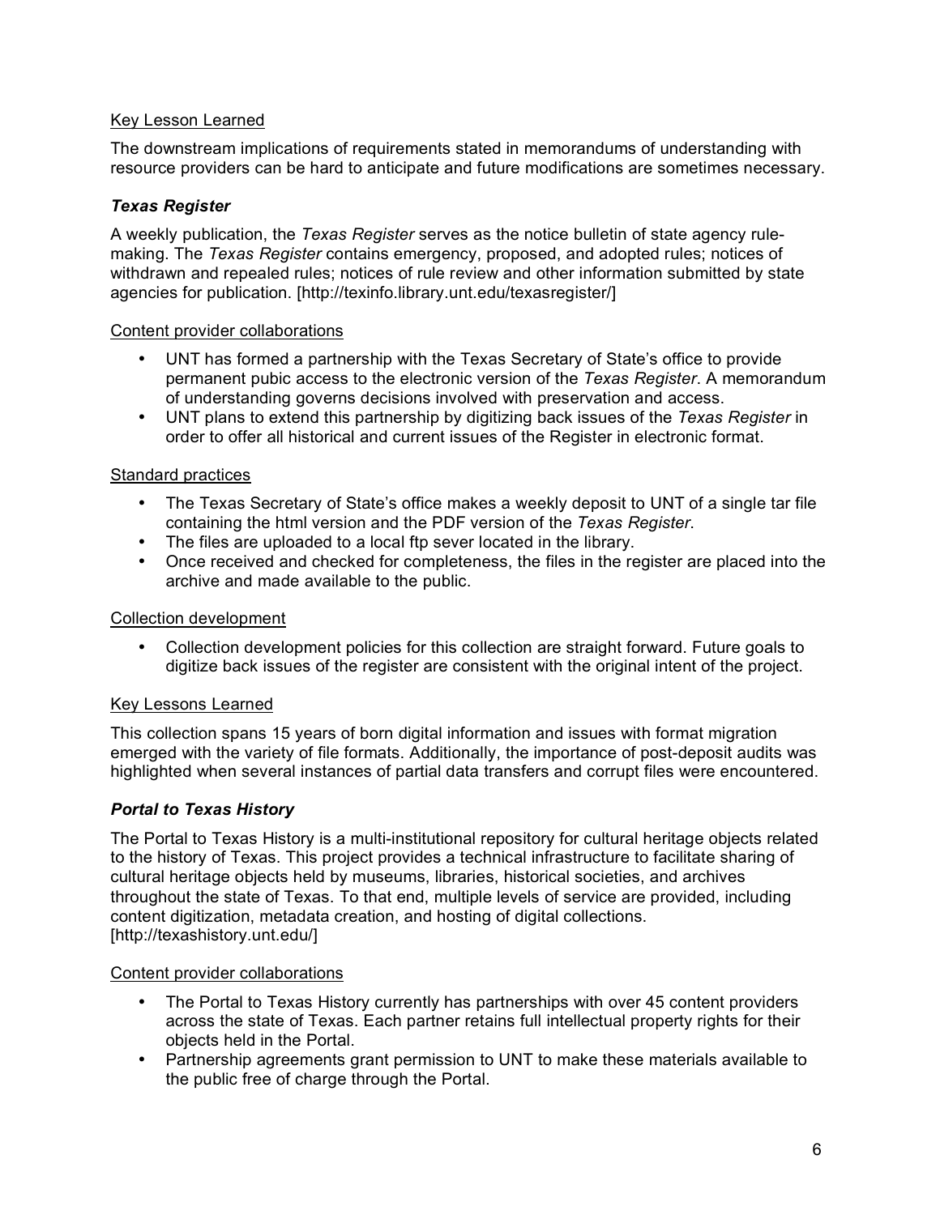Key Lesson Learned

The downstream implications of requirements stated in memorandums of understanding with resource providers can be hard to anticipate and future modifications are sometimes necessary.

### *Texas Register*

A weekly publication, the *Texas Register* serves as the notice bulletin of state agency rule-making. The *Texas Register* contains emergency, proposed, and adopted rules; notices of withdrawn and repealed rules; notices of rule review and other information submitted by state agencies for publication. [http://texinfo.library.unt.edu/texasregister/]

Content provider collaborations

- UNT has formed a partnership with the Texas Secretary of State's office to provide permanent pubic access to the electronic version of the *Texas Register*. A memorandum of understanding governs decisions involved with preservation and access.
- UNT plans to extend this partnership by digitizing back issues of the *Texas Register* in order to offer all historical and current issues of the Register in electronic format.

Standard practices

- The Texas Secretary of State's office makes a weekly deposit to UNT of a single tar file containing the html version and the PDF version of the *Texas Register*.
- The files are uploaded to a local ftp sever located in the library.
- Once received and checked for completeness, the files in the register are placed into the archive and made available to the public.

Collection development

- Collection development policies for this collection are straight forward. Future goals to digitize back issues of the register are consistent with the original intent of the project.

Key Lessons Learned

This collection spans 15 years of born digital information and issues with format migration emerged with the variety of file formats. Additionally, the importance of post-deposit audits was highlighted when several instances of partial data transfers and corrupt files were encountered.

### *Portal to Texas History*

The Portal to Texas History is a multi-institutional repository for cultural heritage objects related to the history of Texas. This project provides a technical infrastructure to facilitate sharing of cultural heritage objects held by museums, libraries, historical societies, and archives throughout the state of Texas. To that end, multiple levels of service are provided, including content digitization, metadata creation, and hosting of digital collections. [http://texashistory.unt.edu/]

Content provider collaborations

- The Portal to Texas History currently has partnerships with over 45 content providers across the state of Texas. Each partner retains full intellectual property rights for their objects held in the Portal.
- Partnership agreements grant permission to UNT to make these materials available to the public free of charge through the Portal.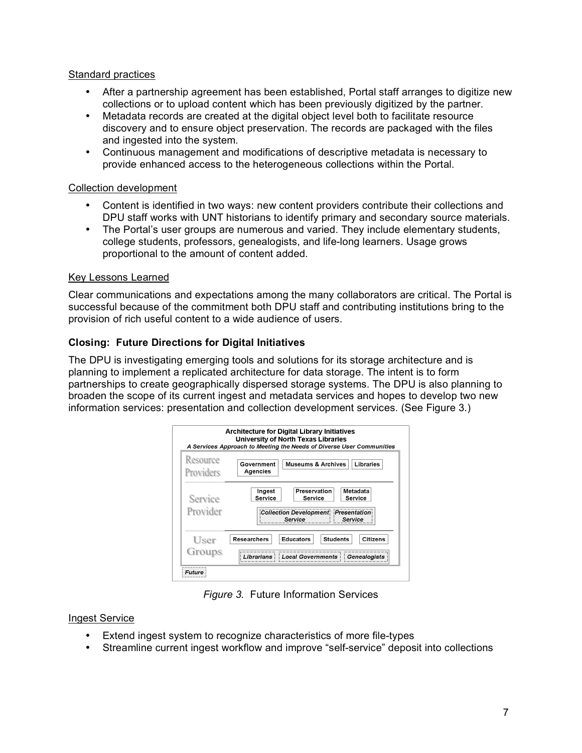Standard practices

- After a partnership agreement has been established, Portal staff arranges to digitize new collections or to upload content which has been previously digitized by the partner.
- Metadata records are created at the digital object level both to facilitate resource discovery and to ensure object preservation. The records are packaged with the files and ingested into the system.
- Continuous management and modifications of descriptive metadata is necessary to provide enhanced access to the heterogeneous collections within the Portal.

Collection development

- Content is identified in two ways: new content providers contribute their collections and DPU staff works with UNT historians to identify primary and secondary source materials.
- The Portal's user groups are numerous and varied. They include elementary students, college students, professors, genealogists, and life-long learners. Usage grows proportional to the amount of content added.

Key Lessons Learned

Clear communications and expectations among the many collaborators are critical. The Portal is successful because of the commitment both DPU staff and contributing institutions bring to the provision of rich useful content to a wide audience of users.

**Closing: Future Directions for Digital Initiatives**

The DPU is investigating emerging tools and solutions for its storage architecture and is planning to implement a replicated architecture for data storage. The intent is to form partnerships to create geographically dispersed storage systems. The DPU is also planning to broaden the scope of its current ingest and metadata services and hopes to develop two new information services: presentation and collection development services. (See Figure 3.)

**Architecture for Digital Library Initiatives**
**University of North Texas Libraries**
*A Services Approach to Meeting the Needs of Diverse User Communities*

- Resource Providers: Government Agencies, Museums & Archives, Libraries
- Service Provider: Ingest Service, Preservation Service, Metadata Service, *Collection Development Service*, *Presentation Service*
- User Groups: Researchers, Educators, Students, Citizens, *Librarians*, *Local Governments*, *Genealogists*

*Future*

*Figure 3.* Future Information Services

Ingest Service

- Extend ingest system to recognize characteristics of more file-types
- Streamline current ingest workflow and improve "self-service" deposit into collections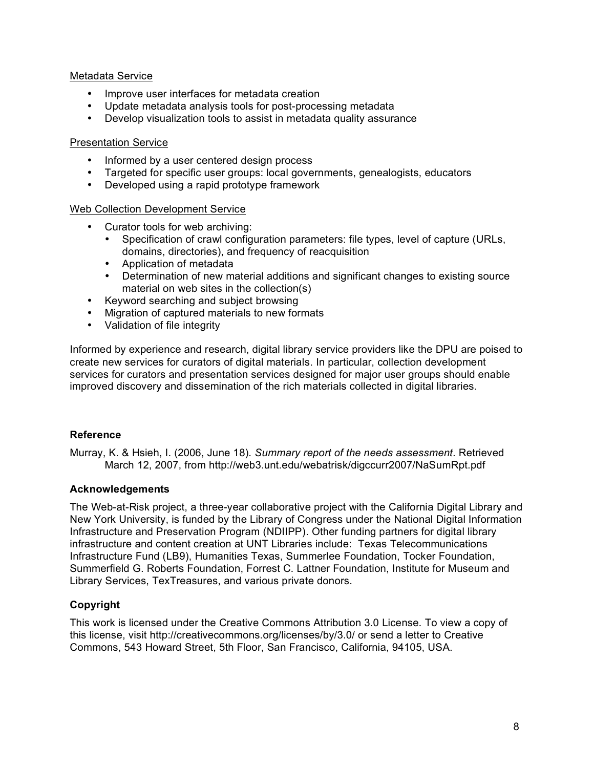Metadata Service

- Improve user interfaces for metadata creation
- Update metadata analysis tools for post-processing metadata
- Develop visualization tools to assist in metadata quality assurance

Presentation Service

- Informed by a user centered design process
- Targeted for specific user groups: local governments, genealogists, educators
- Developed using a rapid prototype framework

Web Collection Development Service

- Curator tools for web archiving:
  - Specification of crawl configuration parameters: file types, level of capture (URLs, domains, directories), and frequency of reacquisition
  - Application of metadata
  - Determination of new material additions and significant changes to existing source material on web sites in the collection(s)
- Keyword searching and subject browsing
- Migration of captured materials to new formats
- Validation of file integrity

Informed by experience and research, digital library service providers like the DPU are poised to create new services for curators of digital materials. In particular, collection development services for curators and presentation services designed for major user groups should enable improved discovery and dissemination of the rich materials collected in digital libraries.

### Reference

Murray, K. & Hsieh, I. (2006, June 18). *Summary report of the needs assessment*. Retrieved March 12, 2007, from http://web3.unt.edu/webatrisk/digccurr2007/NaSumRpt.pdf

### Acknowledgements

The Web-at-Risk project, a three-year collaborative project with the California Digital Library and New York University, is funded by the Library of Congress under the National Digital Information Infrastructure and Preservation Program (NDIIPP). Other funding partners for digital library infrastructure and content creation at UNT Libraries include: Texas Telecommunications Infrastructure Fund (LB9), Humanities Texas, Summerlee Foundation, Tocker Foundation, Summerfield G. Roberts Foundation, Forrest C. Lattner Foundation, Institute for Museum and Library Services, TexTreasures, and various private donors.

### Copyright

This work is licensed under the Creative Commons Attribution 3.0 License. To view a copy of this license, visit http://creativecommons.org/licenses/by/3.0/ or send a letter to Creative Commons, 543 Howard Street, 5th Floor, San Francisco, California, 94105, USA.